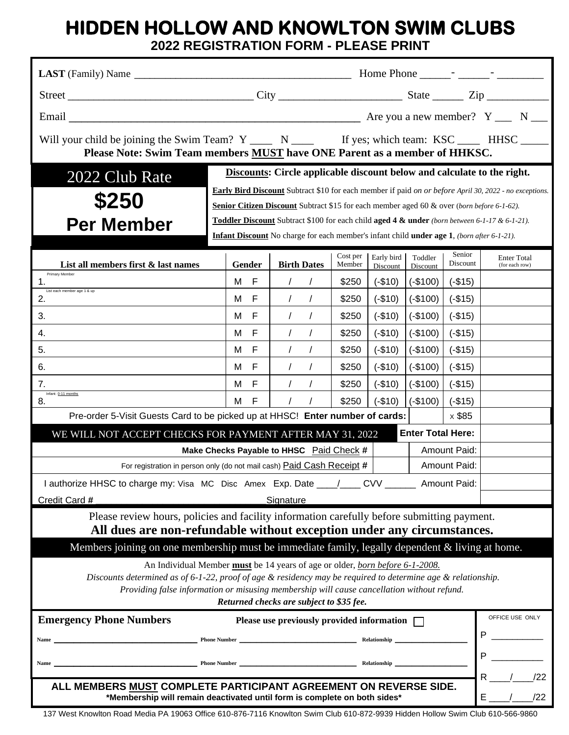# HIDDEN HOLLOW AND KNOWLTON SWIM CLUBS

## 2022 REGISTRATION FORM - PLEASE PRINT

**LAST** (Family) Name ________________________________________ Home Phone _____-_____-________

Street ________________________________ City ______________________ State _____ Zip ___________

Email ____________________________________________________ Are you a new member? Y ___ N ___

Will your child be joining the Swim Team? Y ____ N ____ If yes; which team: KSC ____ HHSC _____

**Please Note: Swim Team members MUST have ONE Parent as a member of HHKSC.**

2022 Club Rate

**$250**
**Per Member**

**Discounts: Circle applicable discount below and calculate to the right.**

**Early Bird Discount** Subtract $10 for each member if paid *on or before April 30, 2022 - no exceptions.*

**Senior Citizen Discount** Subtract $15 for each member aged 60 & over (*born before 6-1-62*).

**Toddler Discount** Subtract $100 for each child **aged 4 & under** (*born between 6-1-17 & 6-1-21*).

**Infant Discount** No charge for each member's infant child **under age 1**, (*born after 6-1-21*).

| List all members first & last names | Gender | Birth Dates | Cost per Member | Early bird Discount | Toddler Discount | Senior Discount | Enter Total (for each row) |
|---|---|---|---|---|---|---|---|
| 1. (Primary Member) | M F | / / | $250 | (-$10) | (-$100) | (-$15) | |
| 2. (List each member age 1 & up) | M F | / / | $250 | (-$10) | (-$100) | (-$15) | |
| 3. | M F | / / | $250 | (-$10) | (-$100) | (-$15) | |
| 4. | M F | / / | $250 | (-$10) | (-$100) | (-$15) | |
| 5. | M F | / / | $250 | (-$10) | (-$100) | (-$15) | |
| 6. | M F | / / | $250 | (-$10) | (-$100) | (-$15) | |
| 7. | M F | / / | $250 | (-$10) | (-$100) | (-$15) | |
| 8. (Infant: 0-11 months) | M F | / / | $250 | (-$10) | (-$100) | (-$15) | |
| Pre-order 5-Visit Guests Card to be picked up at HHSC! **Enter number of cards:** | | | | | | x $85 | |
| WE WILL NOT ACCEPT CHECKS FOR PAYMENT AFTER MAY 31, 2022 | | | | | **Enter Total Here:** | | |
| **Make Checks Payable to HHSC** Paid Check **#** | | | | | Amount Paid: | | |
| For registration in person only (do not mail cash) Paid Cash Receipt **#** | | | | | Amount Paid: | | |
| I authorize HHSC to charge my: Visa MC Disc Amex Exp. Date ____/____ CVV ______ | | | | | Amount Paid: | | |
| Credit Card # | | Signature | | | | | |

Please review hours, policies and facility information carefully before submitting payment.

**All dues are non-refundable without exception under any circumstances.**

Members joining on one membership must be immediate family, legally dependent & living at home.

An Individual Member **must** be 14 years of age or older, *born before 6-1-2008.*

*Discounts determined as of 6-1-22, proof of age & residency may be required to determine age & relationship.*

*Providing false information or misusing membership will cause cancellation without refund.*

***Returned checks are subject to $35 fee.***

**Emergency Phone Numbers** **Please use previously provided information** ☐

**Name** ______________________ **Phone Number** ______________________ **Relationship** ______________

**Name** ______________________ **Phone Number** ______________________ **Relationship** ______________

**ALL MEMBERS MUST COMPLETE PARTICIPANT AGREEMENT ON REVERSE SIDE.**

**\*Membership will remain deactivated until form is complete on both sides\***

OFFICE USE ONLY

P __________

P __________

R ____/____/22

E ____/____/22

137 West Knowlton Road Media PA 19063 Office 610-876-7116 Knowlton Swim Club 610-872-9939 Hidden Hollow Swim Club 610-566-9860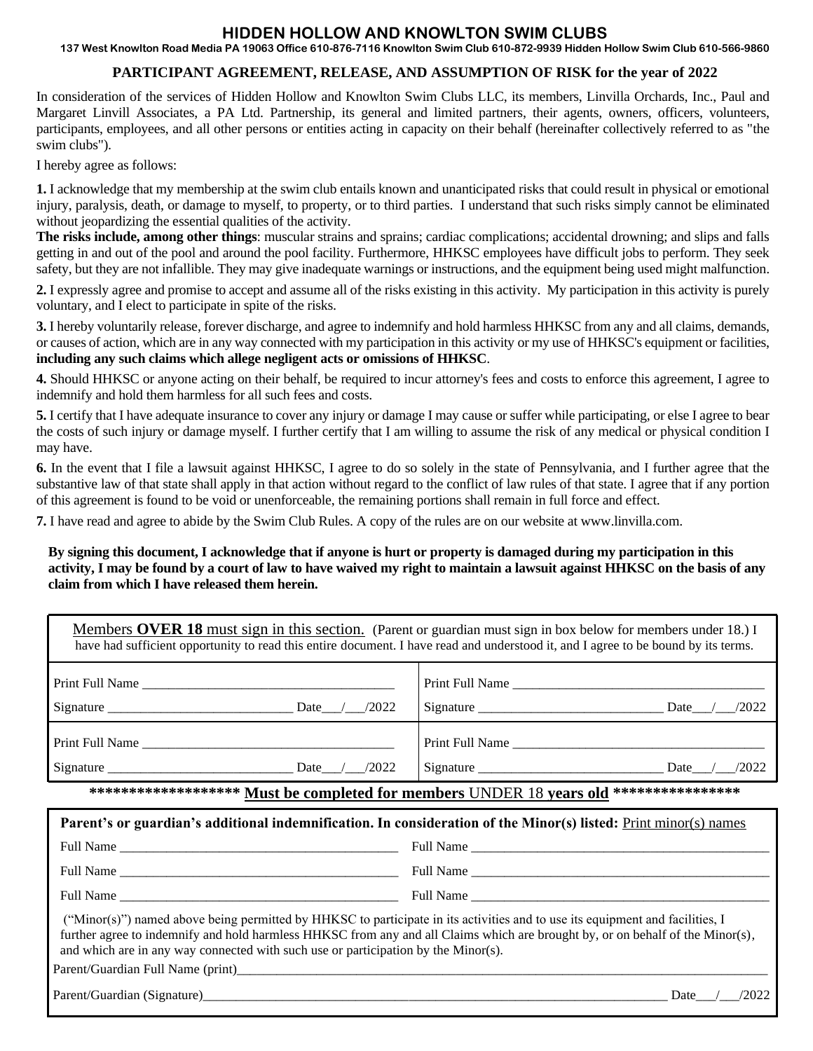# HIDDEN HOLLOW AND KNOWLTON SWIM CLUBS

**137 West Knowlton Road Media PA 19063 Office 610-876-7116 Knowlton Swim Club 610-872-9939 Hidden Hollow Swim Club 610-566-9860**

## PARTICIPANT AGREEMENT, RELEASE, AND ASSUMPTION OF RISK for the year of 2022

In consideration of the services of Hidden Hollow and Knowlton Swim Clubs LLC, its members, Linvilla Orchards, Inc., Paul and Margaret Linvill Associates, a PA Ltd. Partnership, its general and limited partners, their agents, owners, officers, volunteers, participants, employees, and all other persons or entities acting in capacity on their behalf (hereinafter collectively referred to as "the swim clubs").

I hereby agree as follows:

**1.** I acknowledge that my membership at the swim club entails known and unanticipated risks that could result in physical or emotional injury, paralysis, death, or damage to myself, to property, or to third parties. I understand that such risks simply cannot be eliminated without jeopardizing the essential qualities of the activity.

**The risks include, among other things**: muscular strains and sprains; cardiac complications; accidental drowning; and slips and falls getting in and out of the pool and around the pool facility. Furthermore, HHKSC employees have difficult jobs to perform. They seek safety, but they are not infallible. They may give inadequate warnings or instructions, and the equipment being used might malfunction.

**2.** I expressly agree and promise to accept and assume all of the risks existing in this activity. My participation in this activity is purely voluntary, and I elect to participate in spite of the risks.

**3.** I hereby voluntarily release, forever discharge, and agree to indemnify and hold harmless HHKSC from any and all claims, demands, or causes of action, which are in any way connected with my participation in this activity or my use of HHKSC's equipment or facilities, **including any such claims which allege negligent acts or omissions of HHKSC**.

**4.** Should HHKSC or anyone acting on their behalf, be required to incur attorney's fees and costs to enforce this agreement, I agree to indemnify and hold them harmless for all such fees and costs.

**5.** I certify that I have adequate insurance to cover any injury or damage I may cause or suffer while participating, or else I agree to bear the costs of such injury or damage myself. I further certify that I am willing to assume the risk of any medical or physical condition I may have.

**6.** In the event that I file a lawsuit against HHKSC, I agree to do so solely in the state of Pennsylvania, and I further agree that the substantive law of that state shall apply in that action without regard to the conflict of law rules of that state. I agree that if any portion of this agreement is found to be void or unenforceable, the remaining portions shall remain in full force and effect.

**7.** I have read and agree to abide by the Swim Club Rules. A copy of the rules are on our website at www.linvilla.com.

**By signing this document, I acknowledge that if anyone is hurt or property is damaged during my participation in this activity, I may be found by a court of law to have waived my right to maintain a lawsuit against HHKSC on the basis of any claim from which I have released them herein.**

Members **OVER 18** must sign in this section. (Parent or guardian must sign in box below for members under 18.) I have had sufficient opportunity to read this entire document. I have read and understood it, and I agree to be bound by its terms.

| | |
|---|---|
| Print Full Name ______________________________________ | Print Full Name ______________________________________ |
| Signature ___________________________ Date___/___/2022 | Signature ___________________________ Date___/___/2022 |
| Print Full Name ______________________________________ | Print Full Name ______________________________________ |
| Signature ___________________________ Date___/___/2022 | Signature ___________________________ Date___/___/2022 |

****************** **Must be completed for members** UNDER 18 **years old** ****************

**Parent's or guardian's additional indemnification. In consideration of the Minor(s) listed:** Print minor(s) names

| | |
|---|---|
| Full Name ___________________________________________ | Full Name ___________________________________________ |
| Full Name ___________________________________________ | Full Name ___________________________________________ |
| Full Name ___________________________________________ | Full Name ___________________________________________ |

("Minor(s)") named above being permitted by HHKSC to participate in its activities and to use its equipment and facilities, I further agree to indemnify and hold harmless HHKSC from any and all Claims which are brought by, or on behalf of the Minor(s), and which are in any way connected with such use or participation by the Minor(s).

Parent/Guardian Full Name (print)_______________________________________________________________________________

Parent/Guardian (Signature)_________________________________________________________________________ Date___/___/2022